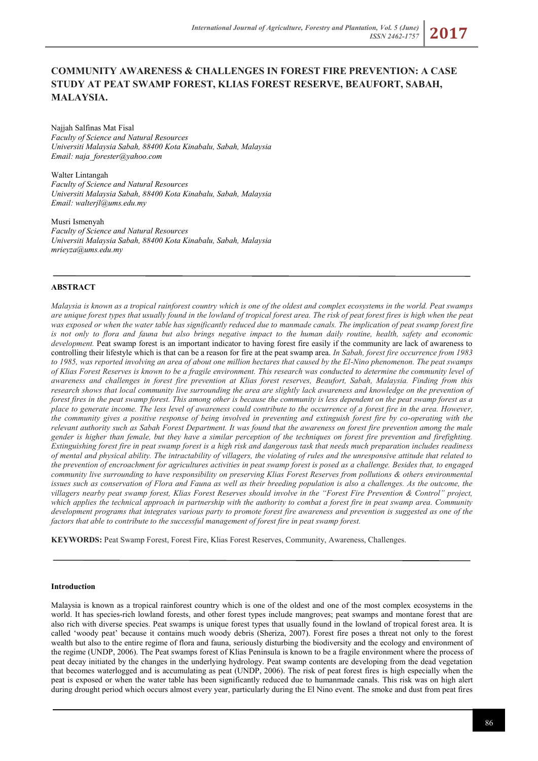# COMMUNITY AWARENESS & CHALLENGES IN FOREST FIRE PREVENTION: A CASE STUDY AT PEAT SWAMP FOREST, KLIAS FOREST RESERVE, BEAUFORT, SABAH, MALAYSIA.

Najjah Salfinas Mat Fisal
*Faculty of Science and Natural Resources*
*Universiti Malaysia Sabah, 88400 Kota Kinabalu, Sabah, Malaysia*
*Email: naja_forester@yahoo.com*

Walter Lintangah
*Faculty of Science and Natural Resources*
*Universiti Malaysia Sabah, 88400 Kota Kinabalu, Sabah, Malaysia*
*Email: walterjl@ums.edu.my*

Musri Ismenyah
*Faculty of Science and Natural Resources*
*Universiti Malaysia Sabah, 88400 Kota Kinabalu, Sabah, Malaysia*
*mrieyza@ums.edu.my*

## ABSTRACT

*Malaysia is known as a tropical rainforest country which is one of the oldest and complex ecosystems in the world. Peat swamps are unique forest types that usually found in the lowland of tropical forest area. The risk of peat forest fires is high when the peat was exposed or when the water table has significantly reduced due to manmade canals. The implication of peat swamp forest fire is not only to flora and fauna but also brings negative impact to the human daily routine, health, safety and economic development.* Peat swamp forest is an important indicator to having forest fire easily if the community are lack of awareness to controlling their lifestyle which is that can be a reason for fire at the peat swamp area. *In Sabah, forest fire occurrence from 1983 to 1985, was reported involving an area of about one million hectares that caused by the El-Nino phenomenon. The peat swamps of Klias Forest Reserves is known to be a fragile environment. This research was conducted to determine the community level of awareness and challenges in forest fire prevention at Klias forest reserves, Beaufort, Sabah, Malaysia. Finding from this research shows that local community live surrounding the area are slightly lack awareness and knowledge on the prevention of forest fires in the peat swamp forest. This among other is because the community is less dependent on the peat swamp forest as a place to generate income. The less level of awareness could contribute to the occurrence of a forest fire in the area. However, the community gives a positive response of being involved in preventing and extinguish forest fire by co-operating with the relevant authority such as Sabah Forest Department. It was found that the awareness on forest fire prevention among the male gender is higher than female, but they have a similar perception of the techniques on forest fire prevention and firefighting. Extinguishing forest fire in peat swamp forest is a high risk and dangerous task that needs much preparation includes readiness of mental and physical ability. The intractability of villagers, the violating of rules and the unresponsive attitude that related to the prevention of encroachment for agricultures activities in peat swamp forest is posed as a challenge. Besides that, to engaged community live surrounding to have responsibility on preserving Klias Forest Reserves from pollutions & others environmental issues such as conservation of Flora and Fauna as well as their breeding population is also a challenges. As the outcome, the villagers nearby peat swamp forest, Klias Forest Reserves should involve in the "Forest Fire Prevention & Control" project, which applies the technical approach in partnership with the authority to combat a forest fire in peat swamp area. Community development programs that integrates various party to promote forest fire awareness and prevention is suggested as one of the factors that able to contribute to the successful management of forest fire in peat swamp forest.*

**KEYWORDS:** Peat Swamp Forest, Forest Fire, Klias Forest Reserves, Community, Awareness, Challenges.

## Introduction

Malaysia is known as a tropical rainforest country which is one of the oldest and one of the most complex ecosystems in the world. It has species-rich lowland forests, and other forest types include mangroves; peat swamps and montane forest that are also rich with diverse species. Peat swamps is unique forest types that usually found in the lowland of tropical forest area. It is called 'woody peat' because it contains much woody debris (Sheriza, 2007). Forest fire poses a threat not only to the forest wealth but also to the entire regime of flora and fauna, seriously disturbing the biodiversity and the ecology and environment of the regime (UNDP, 2006). The Peat swamps forest of Klias Peninsula is known to be a fragile environment where the process of peat decay initiated by the changes in the underlying hydrology. Peat swamp contents are developing from the dead vegetation that becomes waterlogged and is accumulating as peat (UNDP, 2006). The risk of peat forest fires is high especially when the peat is exposed or when the water table has been significantly reduced due to humanmade canals. This risk was on high alert during drought period which occurs almost every year, particularly during the El Nino event. The smoke and dust from peat fires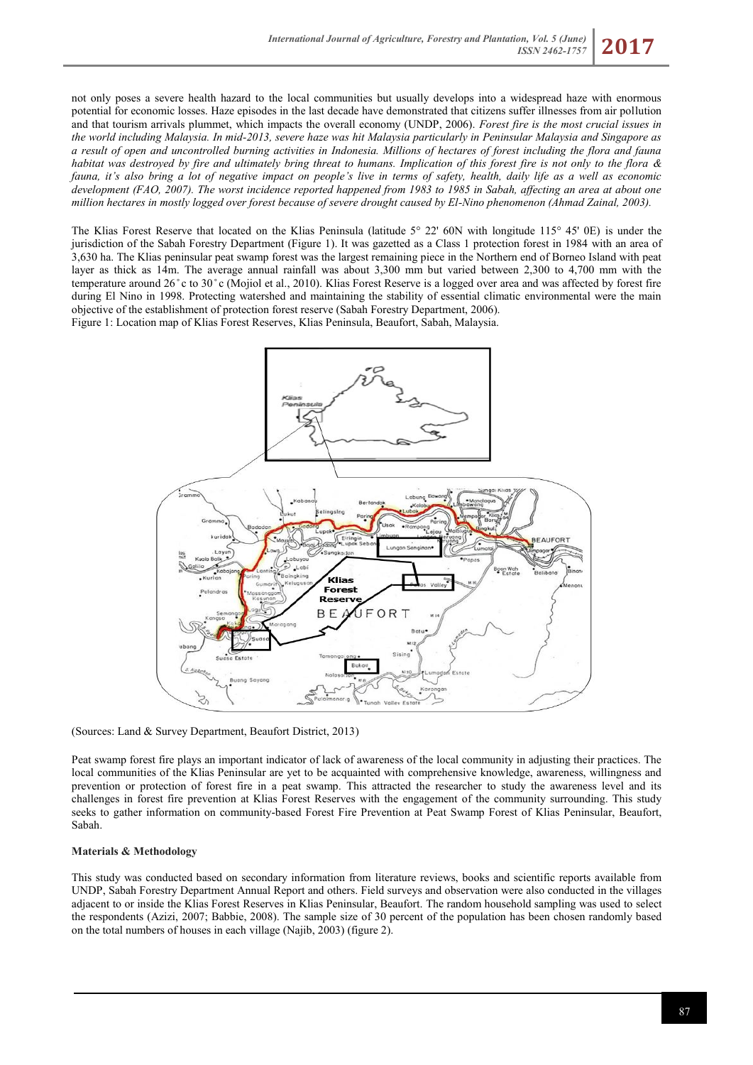not only poses a severe health hazard to the local communities but usually develops into a widespread haze with enormous potential for economic losses. Haze episodes in the last decade have demonstrated that citizens suffer illnesses from air pollution and that tourism arrivals plummet, which impacts the overall economy (UNDP, 2006). *Forest fire is the most crucial issues in the world including Malaysia. In mid-2013, severe haze was hit Malaysia particularly in Peninsular Malaysia and Singapore as a result of open and uncontrolled burning activities in Indonesia. Millions of hectares of forest including the flora and fauna habitat was destroyed by fire and ultimately bring threat to humans. Implication of this forest fire is not only to the flora & fauna, it's also bring a lot of negative impact on people's live in terms of safety, health, daily life as a well as economic development (FAO, 2007). The worst incidence reported happened from 1983 to 1985 in Sabah, affecting an area at about one million hectares in mostly logged over forest because of severe drought caused by El-Nino phenomenon (Ahmad Zainal, 2003).*

The Klias Forest Reserve that located on the Klias Peninsula (latitude 5° 22' 60N with longitude 115° 45' 0E) is under the jurisdiction of the Sabah Forestry Department (Figure 1). It was gazetted as a Class 1 protection forest in 1984 with an area of 3,630 ha. The Klias peninsular peat swamp forest was the largest remaining piece in the Northern end of Borneo Island with peat layer as thick as 14m. The average annual rainfall was about 3,300 mm but varied between 2,300 to 4,700 mm with the temperature around 26˚c to 30˚c (Mojiol et al., 2010). Klias Forest Reserve is a logged over area and was affected by forest fire during El Nino in 1998. Protecting watershed and maintaining the stability of essential climatic environmental were the main objective of the establishment of protection forest reserve (Sabah Forestry Department, 2006).

Figure 1: Location map of Klias Forest Reserves, Klias Peninsula, Beaufort, Sabah, Malaysia.

(Sources: Land & Survey Department, Beaufort District, 2013)

Peat swamp forest fire plays an important indicator of lack of awareness of the local community in adjusting their practices. The local communities of the Klias Peninsular are yet to be acquainted with comprehensive knowledge, awareness, willingness and prevention or protection of forest fire in a peat swamp. This attracted the researcher to study the awareness level and its challenges in forest fire prevention at Klias Forest Reserves with the engagement of the community surrounding. This study seeks to gather information on community-based Forest Fire Prevention at Peat Swamp Forest of Klias Peninsular, Beaufort, Sabah.

**Materials & Methodology**

This study was conducted based on secondary information from literature reviews, books and scientific reports available from UNDP, Sabah Forestry Department Annual Report and others. Field surveys and observation were also conducted in the villages adjacent to or inside the Klias Forest Reserves in Klias Peninsular, Beaufort. The random household sampling was used to select the respondents (Azizi, 2007; Babbie, 2008). The sample size of 30 percent of the population has been chosen randomly based on the total numbers of houses in each village (Najib, 2003) (figure 2).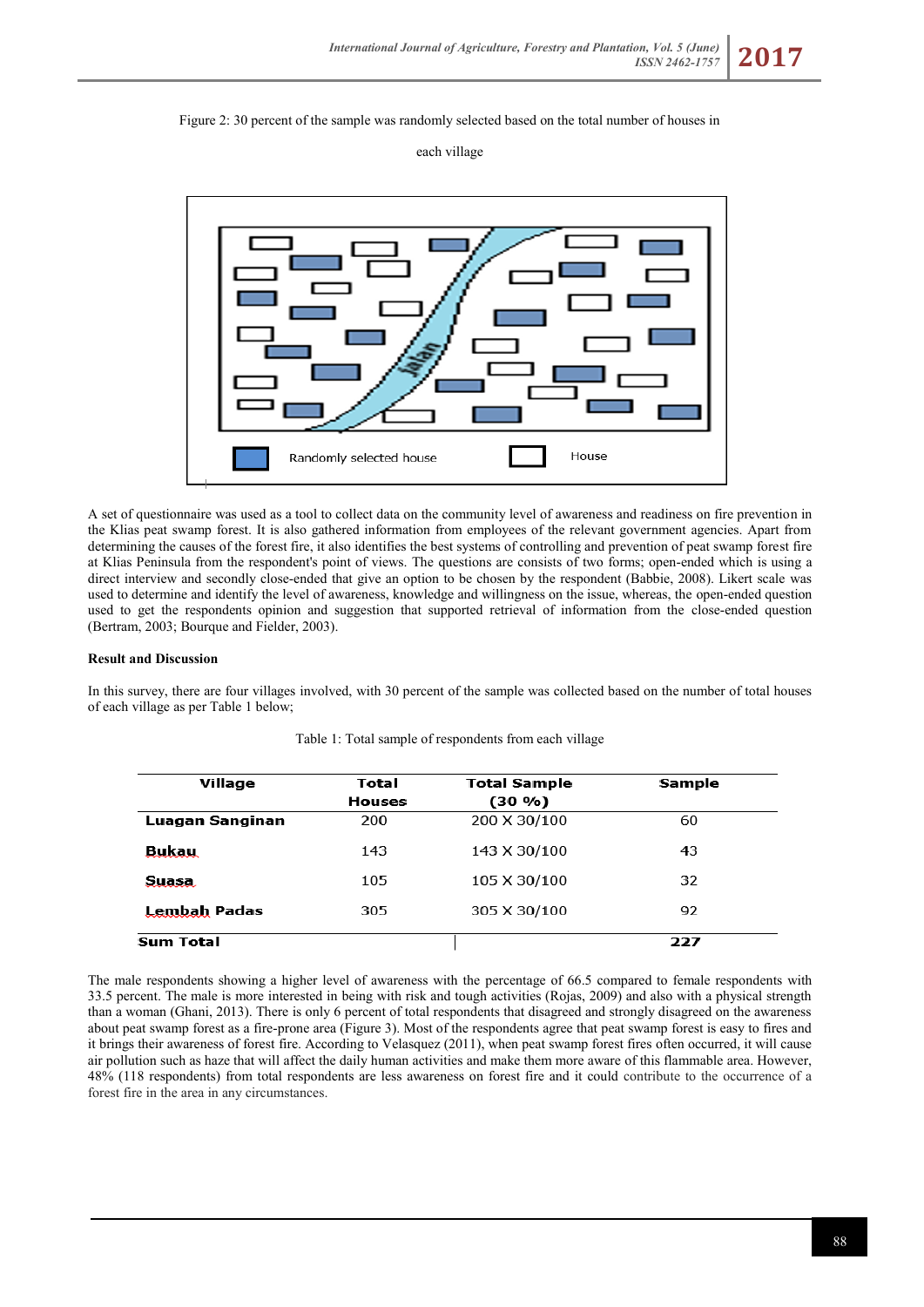Figure 2: 30 percent of the sample was randomly selected based on the total number of houses in each village

A set of questionnaire was used as a tool to collect data on the community level of awareness and readiness on fire prevention in the Klias peat swamp forest. It is also gathered information from employees of the relevant government agencies. Apart from determining the causes of the forest fire, it also identifies the best systems of controlling and prevention of peat swamp forest fire at Klias Peninsula from the respondent's point of views. The questions are consists of two forms; open-ended which is using a direct interview and secondly close-ended that give an option to be chosen by the respondent (Babbie, 2008). Likert scale was used to determine and identify the level of awareness, knowledge and willingness on the issue, whereas, the open-ended question used to get the respondents opinion and suggestion that supported retrieval of information from the close-ended question (Bertram, 2003; Bourque and Fielder, 2003).

**Result and Discussion**

In this survey, there are four villages involved, with 30 percent of the sample was collected based on the number of total houses of each village as per Table 1 below;

Table 1: Total sample of respondents from each village

| Village | Total Houses | Total Sample (30 %) | Sample |
|---|---|---|---|
| **Luagan Sanginan** | 200 | 200 X 30/100 | 60 |
| **Bukau** | 143 | 143 X 30/100 | 43 |
| **Suasa** | 105 | 105 X 30/100 | 32 |
| **Lembah Padas** | 305 | 305 X 30/100 | 92 |
| **Sum Total** | | | **227** |

The male respondents showing a higher level of awareness with the percentage of 66.5 compared to female respondents with 33.5 percent. The male is more interested in being with risk and tough activities (Rojas, 2009) and also with a physical strength than a woman (Ghani, 2013). There is only 6 percent of total respondents that disagreed and strongly disagreed on the awareness about peat swamp forest as a fire-prone area (Figure 3). Most of the respondents agree that peat swamp forest is easy to fires and it brings their awareness of forest fire. According to Velasquez (2011), when peat swamp forest fires often occurred, it will cause air pollution such as haze that will affect the daily human activities and make them more aware of this flammable area. However, 48% (118 respondents) from total respondents are less awareness on forest fire and it could contribute to the occurrence of a forest fire in the area in any circumstances.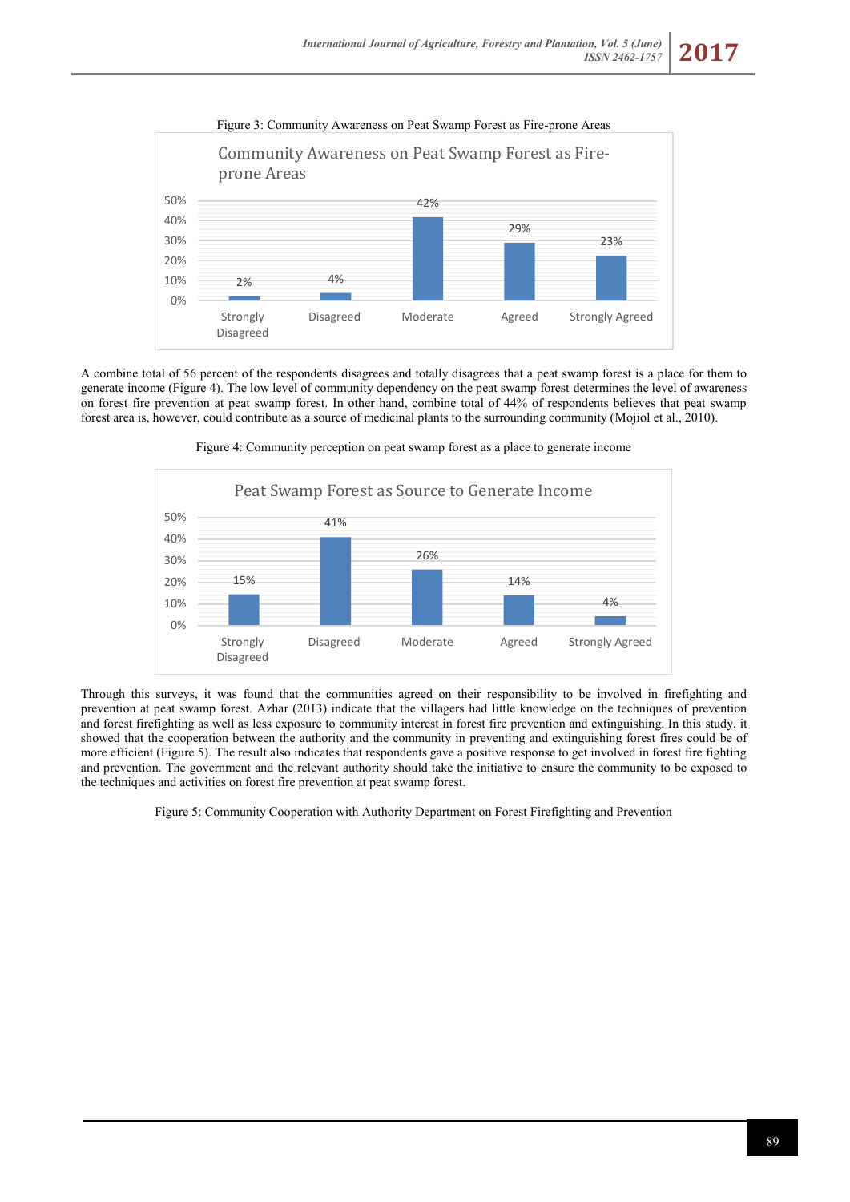Figure 3: Community Awareness on Peat Swamp Forest as Fire-prone Areas

| | Strongly Disagreed | Disagreed | Moderate | Agreed | Strongly Agreed |
|---|---|---|---|---|---|
| Community Awareness on Peat Swamp Forest as Fire-prone Areas | 2% | 4% | 42% | 29% | 23% |

A combine total of 56 percent of the respondents disagrees and totally disagrees that a peat swamp forest is a place for them to generate income (Figure 4). The low level of community dependency on the peat swamp forest determines the level of awareness on forest fire prevention at peat swamp forest. In other hand, combine total of 44% of respondents believes that peat swamp forest area is, however, could contribute as a source of medicinal plants to the surrounding community (Mojiol et al., 2010).

Figure 4: Community perception on peat swamp forest as a place to generate income

| | Strongly Disagreed | Disagreed | Moderate | Agreed | Strongly Agreed |
|---|---|---|---|---|---|
| Peat Swamp Forest as Source to Generate Income | 15% | 41% | 26% | 14% | 4% |

Through this surveys, it was found that the communities agreed on their responsibility to be involved in firefighting and prevention at peat swamp forest. Azhar (2013) indicate that the villagers had little knowledge on the techniques of prevention and forest firefighting as well as less exposure to community interest in forest fire prevention and extinguishing. In this study, it showed that the cooperation between the authority and the community in preventing and extinguishing forest fires could be of more efficient (Figure 5). The result also indicates that respondents gave a positive response to get involved in forest fire fighting and prevention. The government and the relevant authority should take the initiative to ensure the community to be exposed to the techniques and activities on forest fire prevention at peat swamp forest.

Figure 5: Community Cooperation with Authority Department on Forest Firefighting and Prevention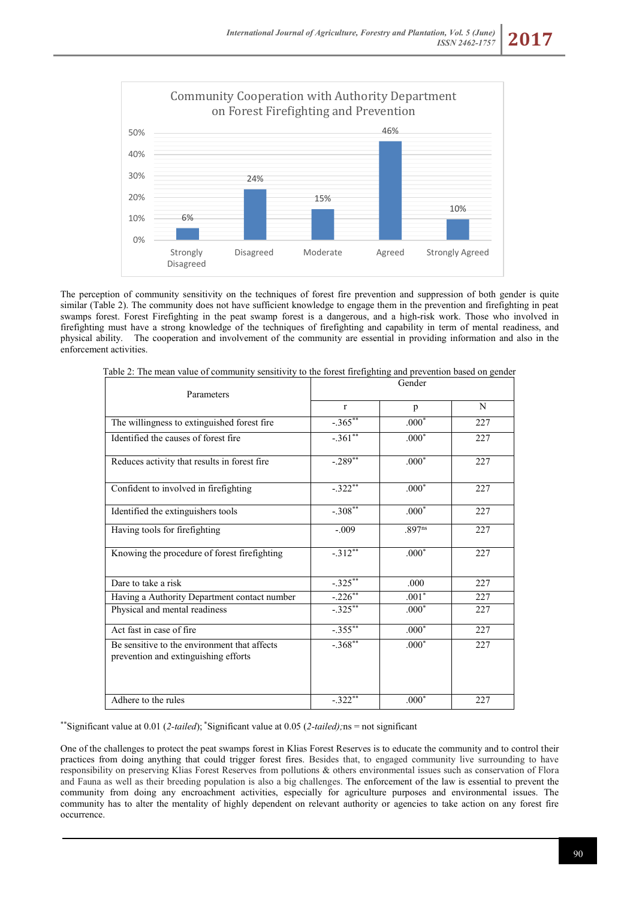Community Cooperation with Authority Department on Forest Firefighting and Prevention

The perception of community sensitivity on the techniques of forest fire prevention and suppression of both gender is quite similar (Table 2). The community does not have sufficient knowledge to engage them in the prevention and firefighting in peat swamps forest. Forest Firefighting in the peat swamp forest is a dangerous, and a high-risk work. Those who involved in firefighting must have a strong knowledge of the techniques of firefighting and capability in term of mental readiness, and physical ability. The cooperation and involvement of the community are essential in providing information and also in the enforcement activities.

Table 2: The mean value of community sensitivity to the forest firefighting and prevention based on gender

| Parameters | Gender | | |
|---|---|---|---|
| | r | p | N |
| The willingness to extinguished forest fire | $-.365^{**}$ | $.000^{*}$ | 227 |
| Identified the causes of forest fire | $-.361^{**}$ | $.000^{*}$ | 227 |
| Reduces activity that results in forest fire | $-.289^{**}$ | $.000^{*}$ | 227 |
| Confident to involved in firefighting | $-.322^{**}$ | $.000^{*}$ | 227 |
| Identified the extinguishers tools | $-.308^{**}$ | $.000^{*}$ | 227 |
| Having tools for firefighting | -.009 | $.897^{ns}$ | 227 |
| Knowing the procedure of forest firefighting | $-.312^{**}$ | $.000^{*}$ | 227 |
| Dare to take a risk | $-.325^{**}$ | .000 | 227 |
| Having a Authority Department contact number | $-.226^{**}$ | $.001^{*}$ | 227 |
| Physical and mental readiness | $-.325^{**}$ | $.000^{*}$ | 227 |
| Act fast in case of fire | $-.355^{**}$ | $.000^{*}$ | 227 |
| Be sensitive to the environment that affects prevention and extinguishing efforts | $-.368^{**}$ | $.000^{*}$ | 227 |
| Adhere to the rules | $-.322^{**}$ | $.000^{*}$ | 227 |

$^{**}$Significant value at 0.01 (*2-tailed*); $^{*}$Significant value at 0.05 (*2-tailed)*;ns = not significant

One of the challenges to protect the peat swamps forest in Klias Forest Reserves is to educate the community and to control their practices from doing anything that could trigger forest fires. Besides that, to engaged community live surrounding to have responsibility on preserving Klias Forest Reserves from pollutions & others environmental issues such as conservation of Flora and Fauna as well as their breeding population is also a big challenges. The enforcement of the law is essential to prevent the community from doing any encroachment activities, especially for agriculture purposes and environmental issues. The community has to alter the mentality of highly dependent on relevant authority or agencies to take action on any forest fire occurrence.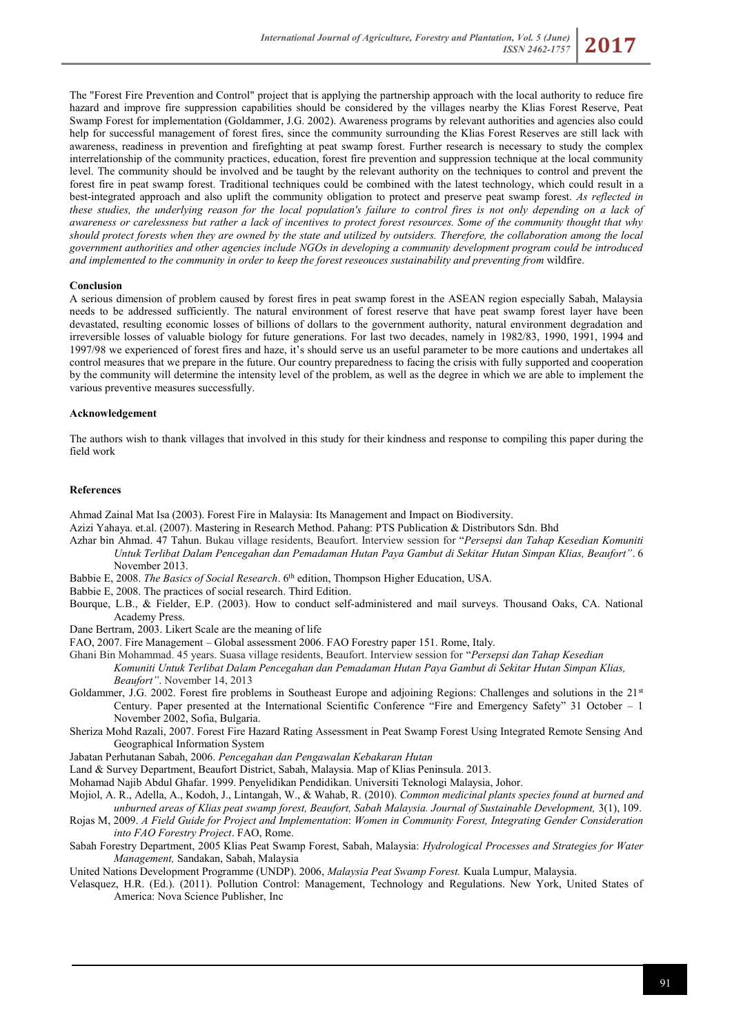The "Forest Fire Prevention and Control" project that is applying the partnership approach with the local authority to reduce fire hazard and improve fire suppression capabilities should be considered by the villages nearby the Klias Forest Reserve, Peat Swamp Forest for implementation (Goldammer, J.G. 2002). Awareness programs by relevant authorities and agencies also could help for successful management of forest fires, since the community surrounding the Klias Forest Reserves are still lack with awareness, readiness in prevention and firefighting at peat swamp forest. Further research is necessary to study the complex interrelationship of the community practices, education, forest fire prevention and suppression technique at the local community level. The community should be involved and be taught by the relevant authority on the techniques to control and prevent the forest fire in peat swamp forest. Traditional techniques could be combined with the latest technology, which could result in a best-integrated approach and also uplift the community obligation to protect and preserve peat swamp forest. *As reflected in these studies, the underlying reason for the local population's failure to control fires is not only depending on a lack of awareness or carelessness but rather a lack of incentives to protect forest resources. Some of the community thought that why should protect forests when they are owned by the state and utilized by outsiders. Therefore, the collaboration among the local government authorities and other agencies include NGOs in developing a community development program could be introduced and implemented to the community in order to keep the forest reseouces sustainability and preventing from* wildfire.

**Conclusion**

A serious dimension of problem caused by forest fires in peat swamp forest in the ASEAN region especially Sabah, Malaysia needs to be addressed sufficiently. The natural environment of forest reserve that have peat swamp forest layer have been devastated, resulting economic losses of billions of dollars to the government authority, natural environment degradation and irreversible losses of valuable biology for future generations. For last two decades, namely in 1982/83, 1990, 1991, 1994 and 1997/98 we experienced of forest fires and haze, it's should serve us an useful parameter to be more cautions and undertakes all control measures that we prepare in the future. Our country preparedness to facing the crisis with fully supported and cooperation by the community will determine the intensity level of the problem, as well as the degree in which we are able to implement the various preventive measures successfully.

**Acknowledgement**

The authors wish to thank villages that involved in this study for their kindness and response to compiling this paper during the field work

**References**

Ahmad Zainal Mat Isa (2003). Forest Fire in Malaysia: Its Management and Impact on Biodiversity.

Azizi Yahaya. et.al. (2007). Mastering in Research Method. Pahang: PTS Publication & Distributors Sdn. Bhd

Azhar bin Ahmad. 47 Tahun. Bukau village residents, Beaufort. Interview session for "*Persepsi dan Tahap Kesedian Komuniti Untuk Terlibat Dalam Pencegahan dan Pemadaman Hutan Paya Gambut di Sekitar Hutan Simpan Klias, Beaufort"*. 6 November 2013.

Babbie E, 2008. *The Basics of Social Research*. 6th edition, Thompson Higher Education, USA.

Babbie E, 2008. The practices of social research. Third Edition.

Bourque, L.B., & Fielder, E.P. (2003). How to conduct self-administered and mail surveys. Thousand Oaks, CA. National Academy Press.

Dane Bertram, 2003. Likert Scale are the meaning of life

FAO, 2007. Fire Management – Global assessment 2006. FAO Forestry paper 151. Rome, Italy.

Ghani Bin Mohammad. 45 years. Suasa village residents, Beaufort. Interview session for "*Persepsi dan Tahap Kesedian Komuniti Untuk Terlibat Dalam Pencegahan dan Pemadaman Hutan Paya Gambut di Sekitar Hutan Simpan Klias, Beaufort"*. November 14, 2013

Goldammer, J.G. 2002. Forest fire problems in Southeast Europe and adjoining Regions: Challenges and solutions in the 21st Century. Paper presented at the International Scientific Conference "Fire and Emergency Safety" 31 October – 1 November 2002, Sofia, Bulgaria.

Sheriza Mohd Razali, 2007. Forest Fire Hazard Rating Assessment in Peat Swamp Forest Using Integrated Remote Sensing And Geographical Information System

Jabatan Perhutanan Sabah, 2006. *Pencegahan dan Pengawalan Kebakaran Hutan*

Land & Survey Department, Beaufort District, Sabah, Malaysia. Map of Klias Peninsula. 2013.

Mohamad Najib Abdul Ghafar. 1999. Penyelidikan Pendidikan. Universiti Teknologi Malaysia, Johor.

Mojiol, A. R., Adella, A., Kodoh, J., Lintangah, W., & Wahab, R. (2010). *Common medicinal plants species found at burned and unburned areas of Klias peat swamp forest, Beaufort, Sabah Malaysia. Journal of Sustainable Development,* 3(1), 109.

Rojas M, 2009. *A Field Guide for Project and Implementation*: *Women in Community Forest, Integrating Gender Consideration into FAO Forestry Project*. FAO, Rome.

Sabah Forestry Department, 2005 Klias Peat Swamp Forest, Sabah, Malaysia: *Hydrological Processes and Strategies for Water Management,* Sandakan, Sabah, Malaysia

United Nations Development Programme (UNDP). 2006, *Malaysia Peat Swamp Forest.* Kuala Lumpur, Malaysia.

Velasquez, H.R. (Ed.). (2011). Pollution Control: Management, Technology and Regulations. New York, United States of America: Nova Science Publisher, Inc